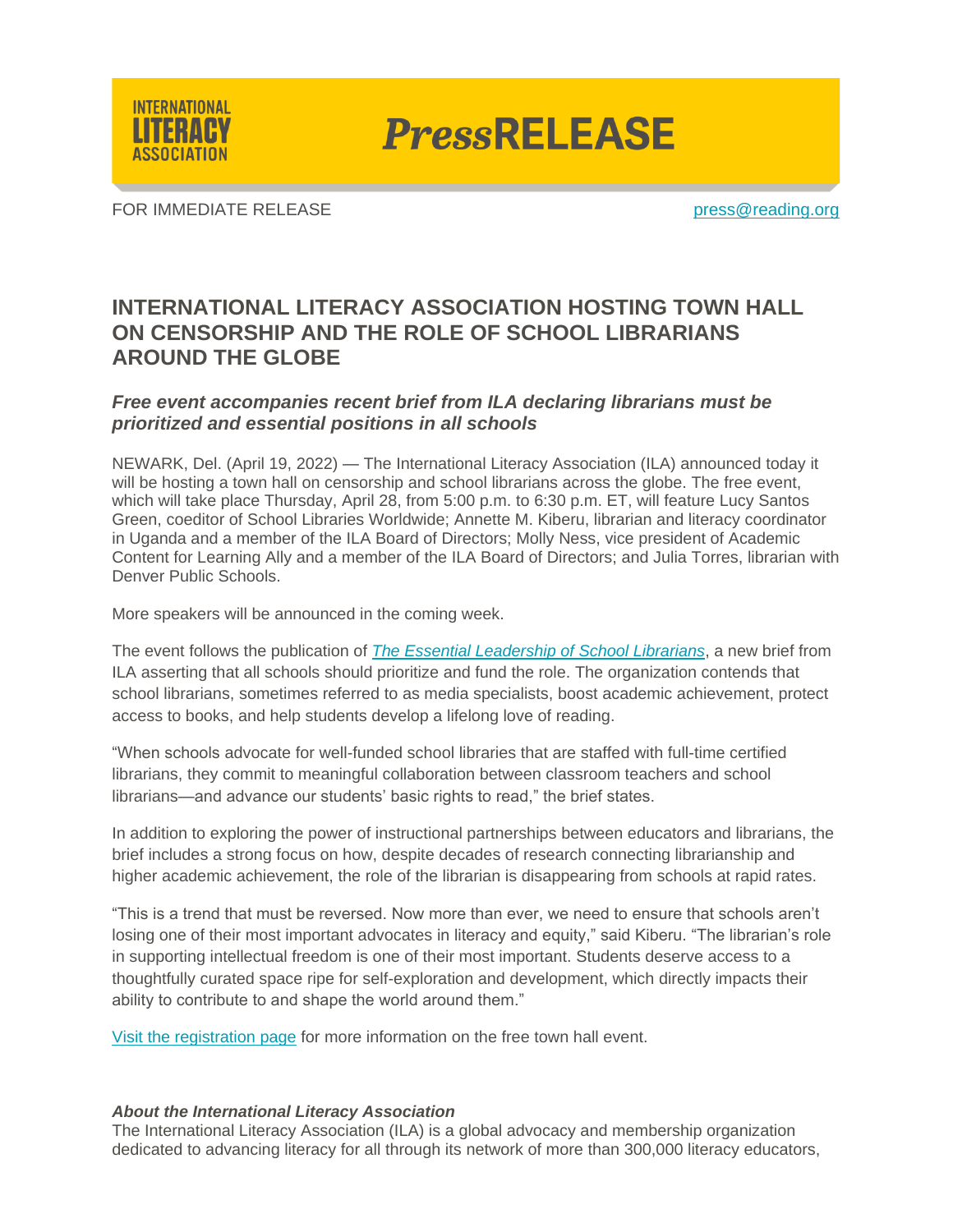INTERNATIONAL LITERACY ASSOCIATION

# *Press*RELEASE

FOR IMMEDIATE RELEASE press@reading.org

## INTERNATIONAL LITERACY ASSOCIATION HOSTING TOWN HALL ON CENSORSHIP AND THE ROLE OF SCHOOL LIBRARIANS AROUND THE GLOBE

### *Free event accompanies recent brief from ILA declaring librarians must be prioritized and essential positions in all schools*

NEWARK, Del. (April 19, 2022) — The International Literacy Association (ILA) announced today it will be hosting a town hall on censorship and school librarians across the globe. The free event, which will take place Thursday, April 28, from 5:00 p.m. to 6:30 p.m. ET, will feature Lucy Santos Green, coeditor of School Libraries Worldwide; Annette M. Kiberu, librarian and literacy coordinator in Uganda and a member of the ILA Board of Directors; Molly Ness, vice president of Academic Content for Learning Ally and a member of the ILA Board of Directors; and Julia Torres, librarian with Denver Public Schools.

More speakers will be announced in the coming week.

The event follows the publication of *The Essential Leadership of School Librarians*, a new brief from ILA asserting that all schools should prioritize and fund the role. The organization contends that school librarians, sometimes referred to as media specialists, boost academic achievement, protect access to books, and help students develop a lifelong love of reading.

"When schools advocate for well-funded school libraries that are staffed with full-time certified librarians, they commit to meaningful collaboration between classroom teachers and school librarians—and advance our students' basic rights to read," the brief states.

In addition to exploring the power of instructional partnerships between educators and librarians, the brief includes a strong focus on how, despite decades of research connecting librarianship and higher academic achievement, the role of the librarian is disappearing from schools at rapid rates.

"This is a trend that must be reversed. Now more than ever, we need to ensure that schools aren't losing one of their most important advocates in literacy and equity," said Kiberu. "The librarian's role in supporting intellectual freedom is one of their most important. Students deserve access to a thoughtfully curated space ripe for self-exploration and development, which directly impacts their ability to contribute to and shape the world around them."

Visit the registration page for more information on the free town hall event.

***About the International Literacy Association***

The International Literacy Association (ILA) is a global advocacy and membership organization dedicated to advancing literacy for all through its network of more than 300,000 literacy educators,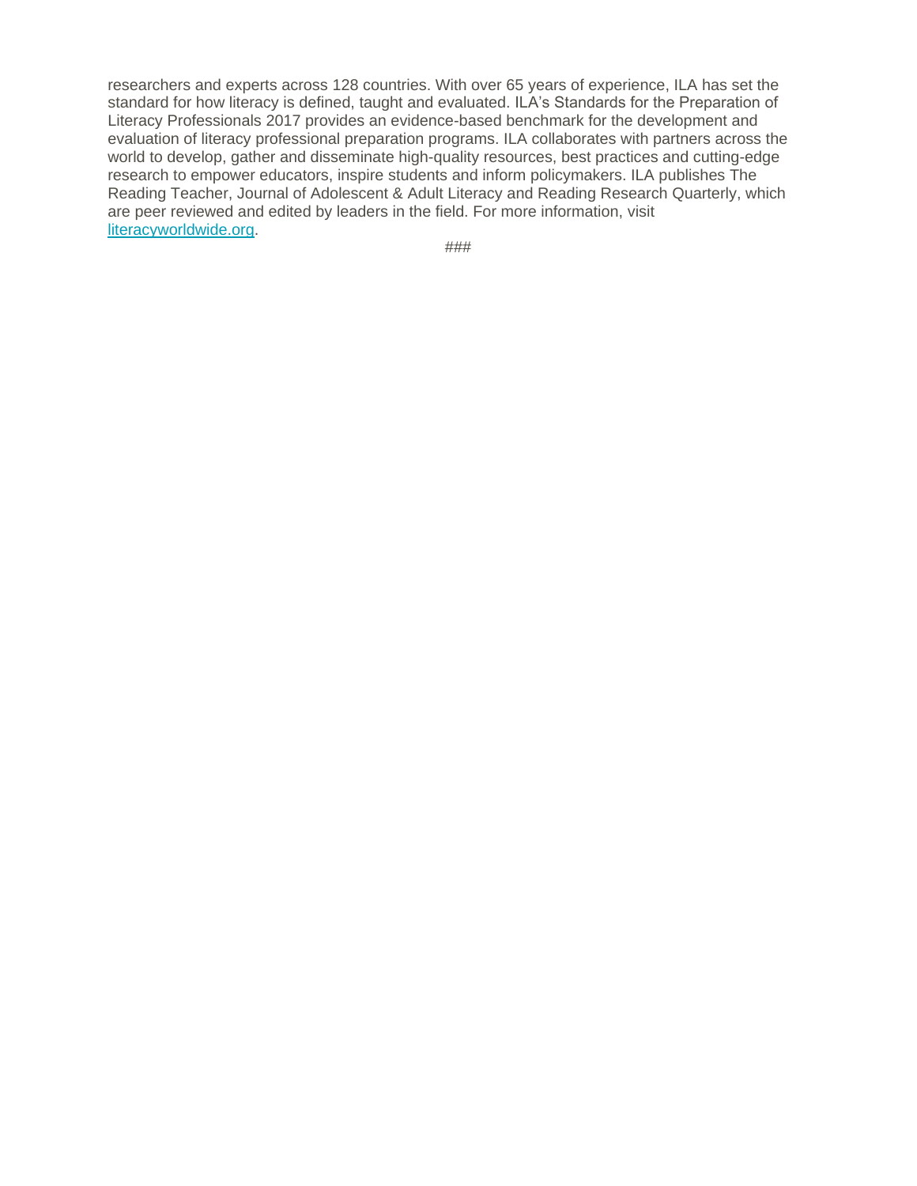researchers and experts across 128 countries. With over 65 years of experience, ILA has set the standard for how literacy is defined, taught and evaluated. ILA's Standards for the Preparation of Literacy Professionals 2017 provides an evidence-based benchmark for the development and evaluation of literacy professional preparation programs. ILA collaborates with partners across the world to develop, gather and disseminate high-quality resources, best practices and cutting-edge research to empower educators, inspire students and inform policymakers. ILA publishes The Reading Teacher, Journal of Adolescent & Adult Literacy and Reading Research Quarterly, which are peer reviewed and edited by leaders in the field. For more information, visit literacyworldwide.org.

###